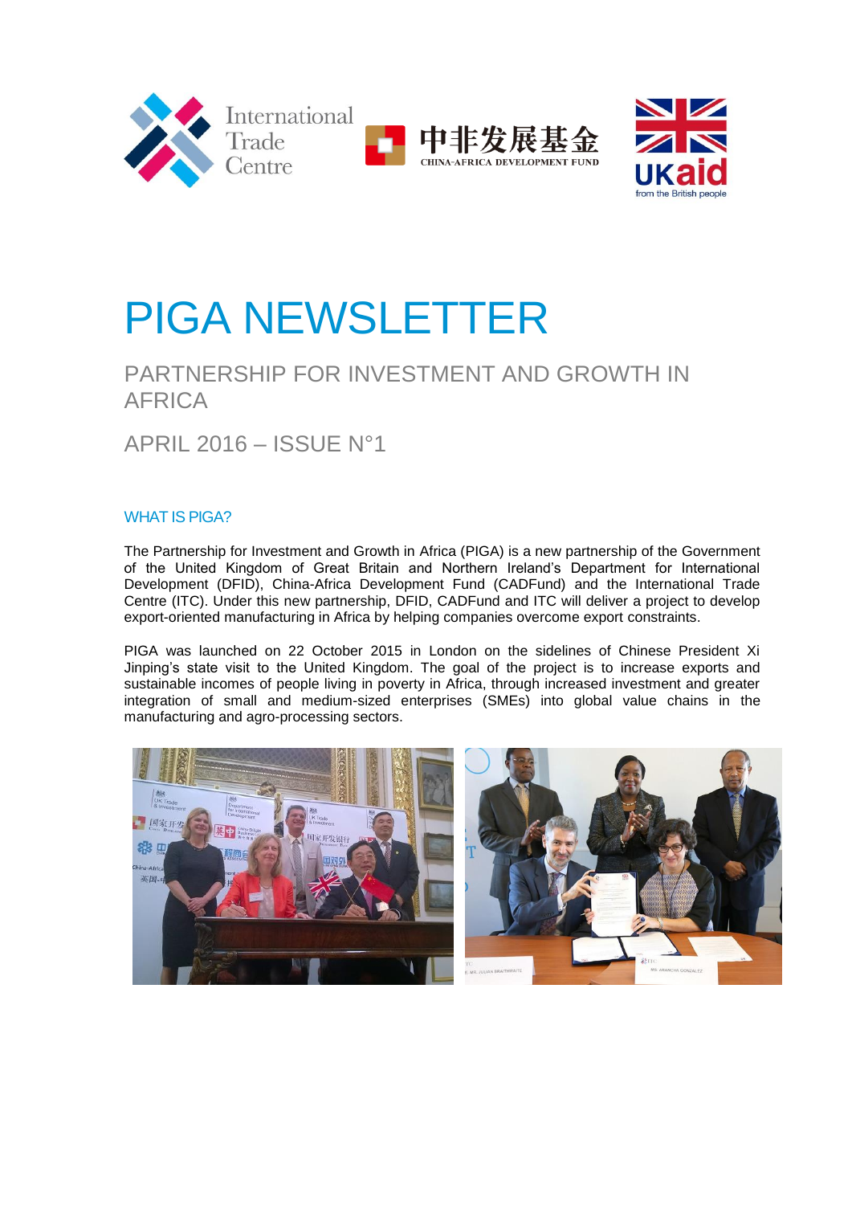# PIGA NEWSLETTER

## PARTNERSHIP FOR INVESTMENT AND GROWTH IN AFRICA

## APRIL 2016 – ISSUE N°1

### WHAT IS PIGA?

The Partnership for Investment and Growth in Africa (PIGA) is a new partnership of the Government of the United Kingdom of Great Britain and Northern Ireland's Department for International Development (DFID), China-Africa Development Fund (CADFund) and the International Trade Centre (ITC). Under this new partnership, DFID, CADFund and ITC will deliver a project to develop export-oriented manufacturing in Africa by helping companies overcome export constraints.

PIGA was launched on 22 October 2015 in London on the sidelines of Chinese President Xi Jinping's state visit to the United Kingdom. The goal of the project is to increase exports and sustainable incomes of people living in poverty in Africa, through increased investment and greater integration of small and medium-sized enterprises (SMEs) into global value chains in the manufacturing and agro-processing sectors.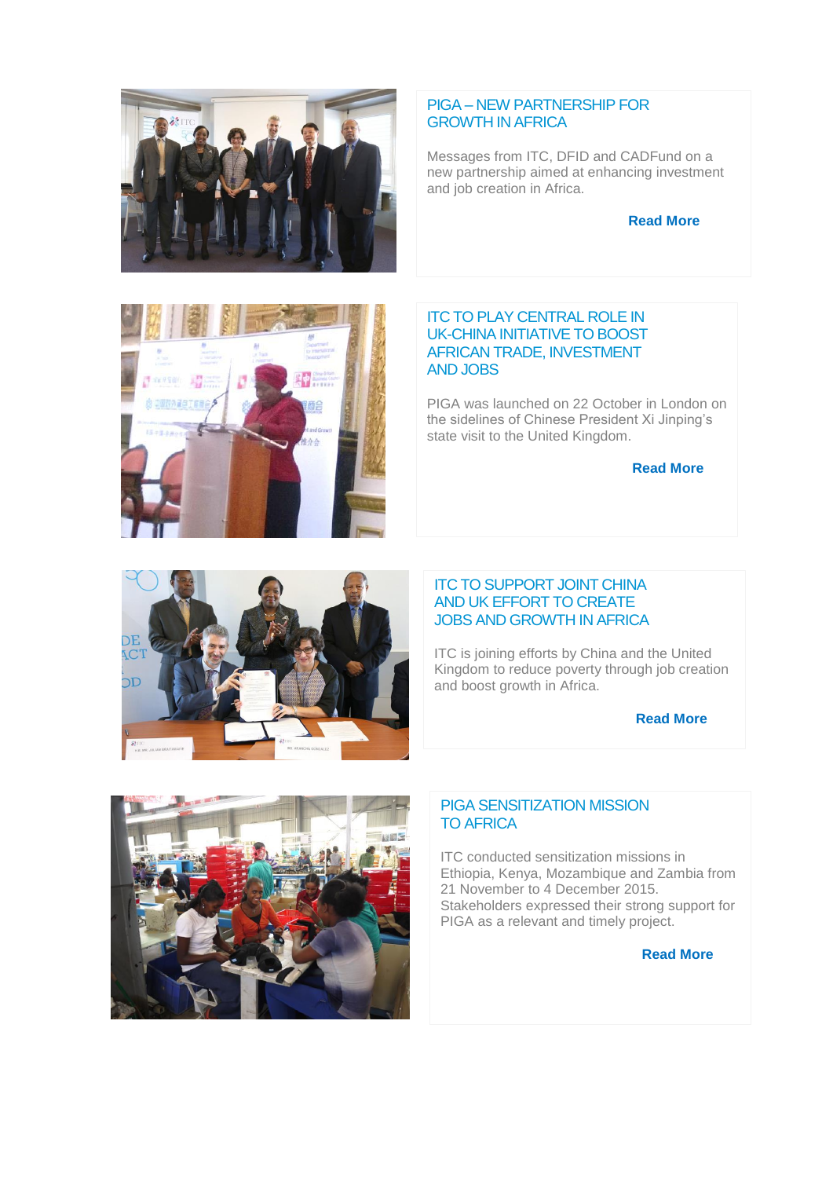## PIGA – NEW PARTNERSHIP FOR GROWTH IN AFRICA

Messages from ITC, DFID and CADFund on a new partnership aimed at enhancing investment and job creation in Africa.

**Read More**

## ITC TO PLAY CENTRAL ROLE IN UK-CHINA INITIATIVE TO BOOST AFRICAN TRADE, INVESTMENT AND JOBS

PIGA was launched on 22 October in London on the sidelines of Chinese President Xi Jinping's state visit to the United Kingdom.

**Read More**

## ITC TO SUPPORT JOINT CHINA AND UK EFFORT TO CREATE JOBS AND GROWTH IN AFRICA

ITC is joining efforts by China and the United Kingdom to reduce poverty through job creation and boost growth in Africa.

**Read More**

## PIGA SENSITIZATION MISSION TO AFRICA

ITC conducted sensitization missions in Ethiopia, Kenya, Mozambique and Zambia from 21 November to 4 December 2015. Stakeholders expressed their strong support for PIGA as a relevant and timely project.

**Read More**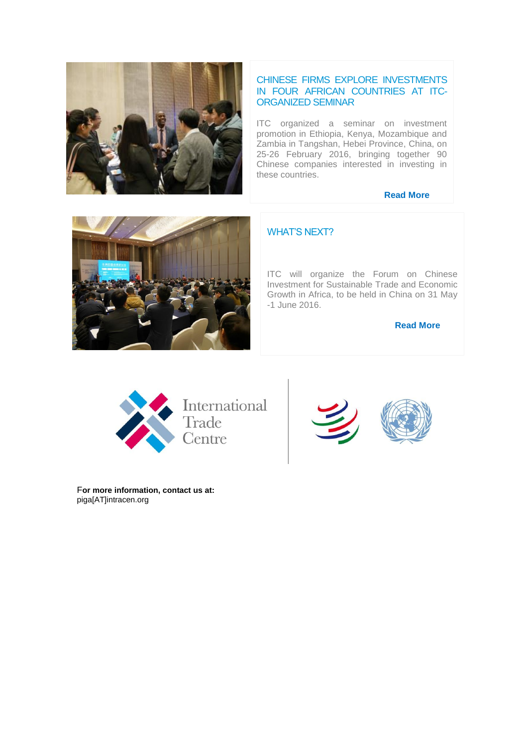## CHINESE FIRMS EXPLORE INVESTMENTS IN FOUR AFRICAN COUNTRIES AT ITC-ORGANIZED SEMINAR

ITC organized a seminar on investment promotion in Ethiopia, Kenya, Mozambique and Zambia in Tangshan, Hebei Province, China, on 25-26 February 2016, bringing together 90 Chinese companies interested in investing in these countries.

**Read More**

## WHAT'S NEXT?

ITC will organize the Forum on Chinese Investment for Sustainable Trade and Economic Growth in Africa, to be held in China on 31 May -1 June 2016.

**Read More**

International Trade Centre

**For more information, contact us at:**
piga[AT]intracen.org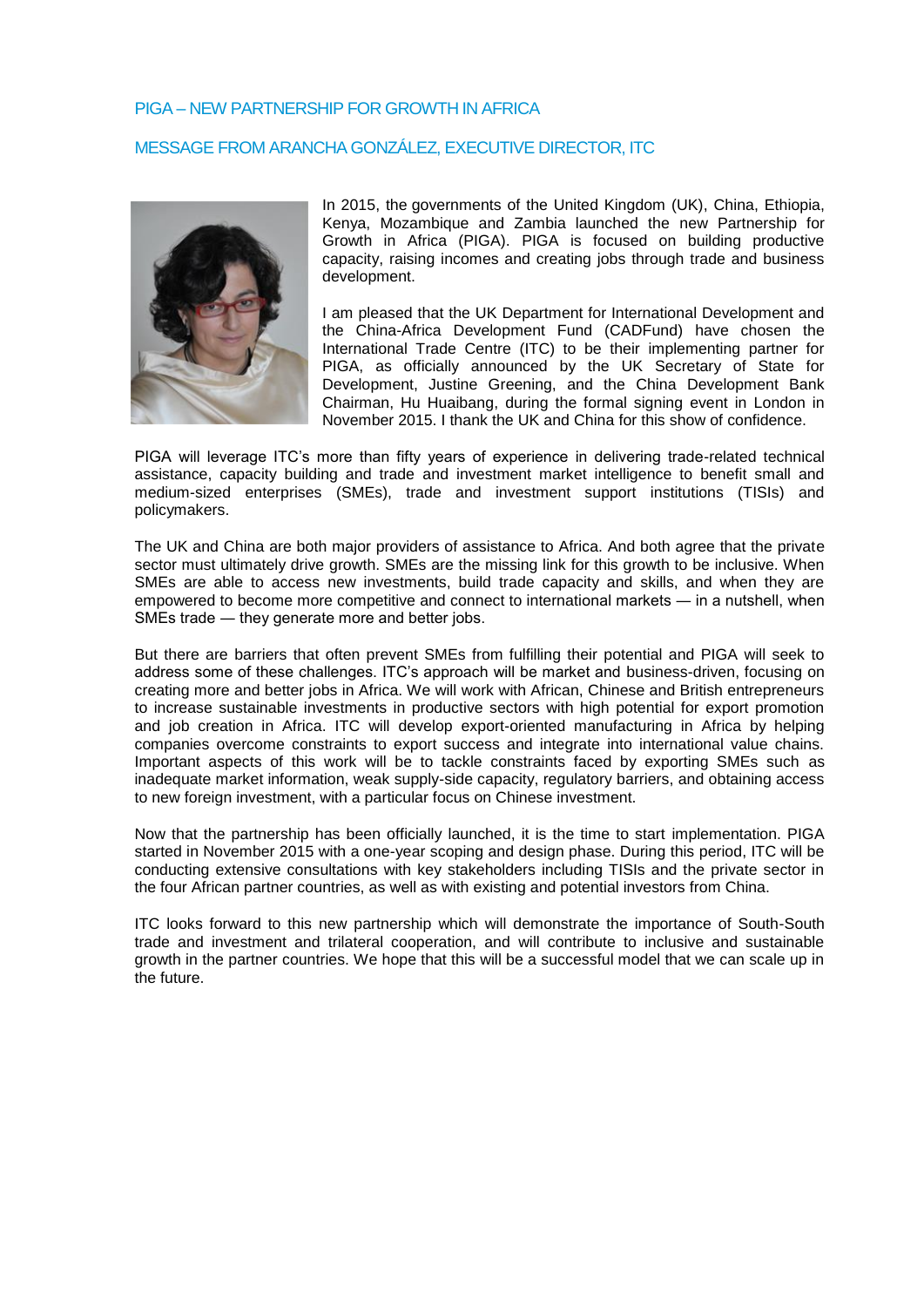## PIGA – NEW PARTNERSHIP FOR GROWTH IN AFRICA

## MESSAGE FROM ARANCHA GONZÁLEZ, EXECUTIVE DIRECTOR, ITC

In 2015, the governments of the United Kingdom (UK), China, Ethiopia, Kenya, Mozambique and Zambia launched the new Partnership for Growth in Africa (PIGA). PIGA is focused on building productive capacity, raising incomes and creating jobs through trade and business development.

I am pleased that the UK Department for International Development and the China-Africa Development Fund (CADFund) have chosen the International Trade Centre (ITC) to be their implementing partner for PIGA, as officially announced by the UK Secretary of State for Development, Justine Greening, and the China Development Bank Chairman, Hu Huaibang, during the formal signing event in London in November 2015. I thank the UK and China for this show of confidence.

PIGA will leverage ITC's more than fifty years of experience in delivering trade-related technical assistance, capacity building and trade and investment market intelligence to benefit small and medium-sized enterprises (SMEs), trade and investment support institutions (TISIs) and policymakers.

The UK and China are both major providers of assistance to Africa. And both agree that the private sector must ultimately drive growth. SMEs are the missing link for this growth to be inclusive. When SMEs are able to access new investments, build trade capacity and skills, and when they are empowered to become more competitive and connect to international markets — in a nutshell, when SMEs trade — they generate more and better jobs.

But there are barriers that often prevent SMEs from fulfilling their potential and PIGA will seek to address some of these challenges. ITC's approach will be market and business-driven, focusing on creating more and better jobs in Africa. We will work with African, Chinese and British entrepreneurs to increase sustainable investments in productive sectors with high potential for export promotion and job creation in Africa. ITC will develop export-oriented manufacturing in Africa by helping companies overcome constraints to export success and integrate into international value chains. Important aspects of this work will be to tackle constraints faced by exporting SMEs such as inadequate market information, weak supply-side capacity, regulatory barriers, and obtaining access to new foreign investment, with a particular focus on Chinese investment.

Now that the partnership has been officially launched, it is the time to start implementation. PIGA started in November 2015 with a one-year scoping and design phase. During this period, ITC will be conducting extensive consultations with key stakeholders including TISIs and the private sector in the four African partner countries, as well as with existing and potential investors from China.

ITC looks forward to this new partnership which will demonstrate the importance of South-South trade and investment and trilateral cooperation, and will contribute to inclusive and sustainable growth in the partner countries. We hope that this will be a successful model that we can scale up in the future.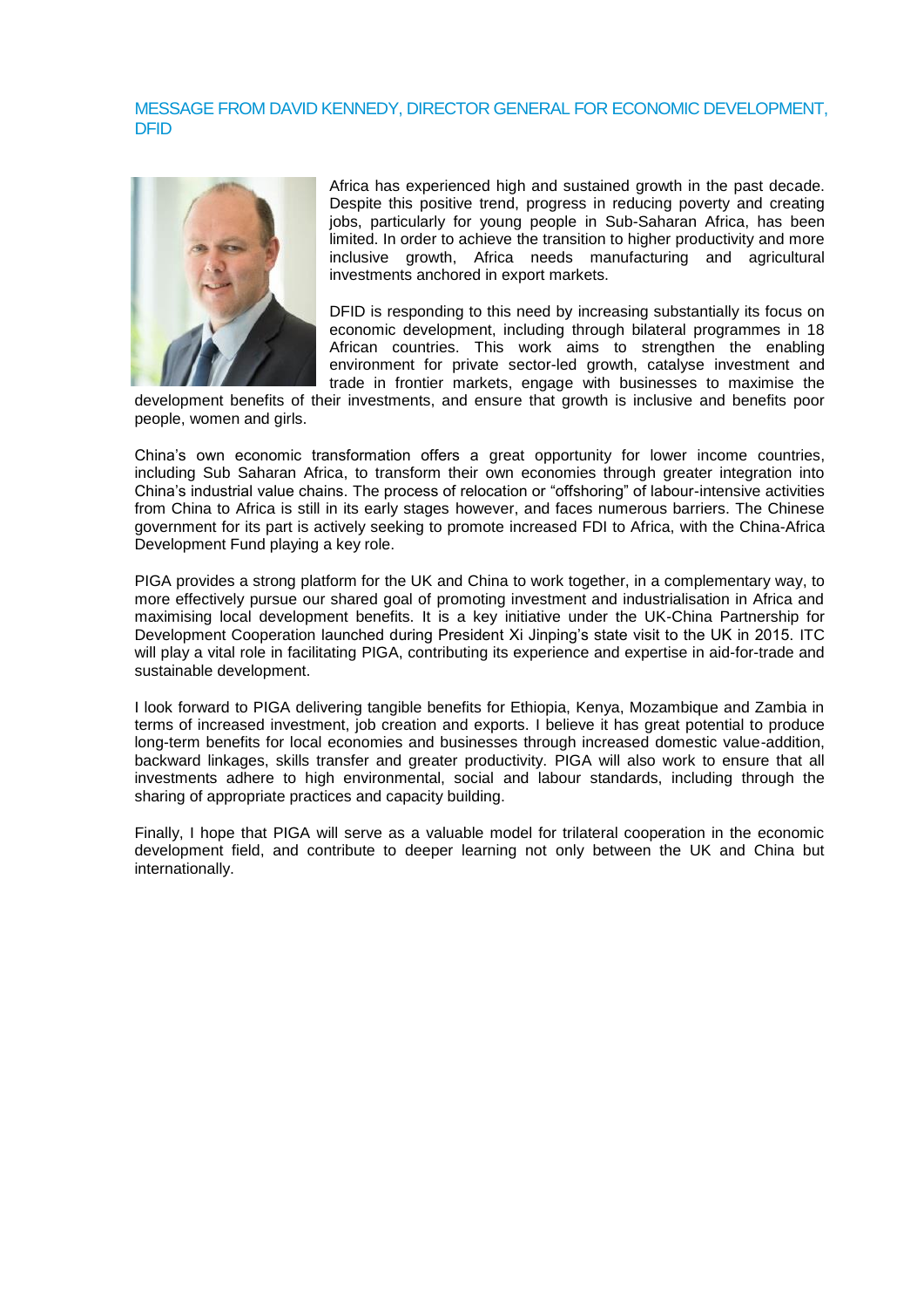## MESSAGE FROM DAVID KENNEDY, DIRECTOR GENERAL FOR ECONOMIC DEVELOPMENT, DFID

Africa has experienced high and sustained growth in the past decade. Despite this positive trend, progress in reducing poverty and creating jobs, particularly for young people in Sub-Saharan Africa, has been limited. In order to achieve the transition to higher productivity and more inclusive growth, Africa needs manufacturing and agricultural investments anchored in export markets.

DFID is responding to this need by increasing substantially its focus on economic development, including through bilateral programmes in 18 African countries. This work aims to strengthen the enabling environment for private sector-led growth, catalyse investment and trade in frontier markets, engage with businesses to maximise the development benefits of their investments, and ensure that growth is inclusive and benefits poor people, women and girls.

China's own economic transformation offers a great opportunity for lower income countries, including Sub Saharan Africa, to transform their own economies through greater integration into China's industrial value chains. The process of relocation or "offshoring" of labour-intensive activities from China to Africa is still in its early stages however, and faces numerous barriers. The Chinese government for its part is actively seeking to promote increased FDI to Africa, with the China-Africa Development Fund playing a key role.

PIGA provides a strong platform for the UK and China to work together, in a complementary way, to more effectively pursue our shared goal of promoting investment and industrialisation in Africa and maximising local development benefits. It is a key initiative under the UK-China Partnership for Development Cooperation launched during President Xi Jinping's state visit to the UK in 2015. ITC will play a vital role in facilitating PIGA, contributing its experience and expertise in aid-for-trade and sustainable development.

I look forward to PIGA delivering tangible benefits for Ethiopia, Kenya, Mozambique and Zambia in terms of increased investment, job creation and exports. I believe it has great potential to produce long-term benefits for local economies and businesses through increased domestic value-addition, backward linkages, skills transfer and greater productivity. PIGA will also work to ensure that all investments adhere to high environmental, social and labour standards, including through the sharing of appropriate practices and capacity building.

Finally, I hope that PIGA will serve as a valuable model for trilateral cooperation in the economic development field, and contribute to deeper learning not only between the UK and China but internationally.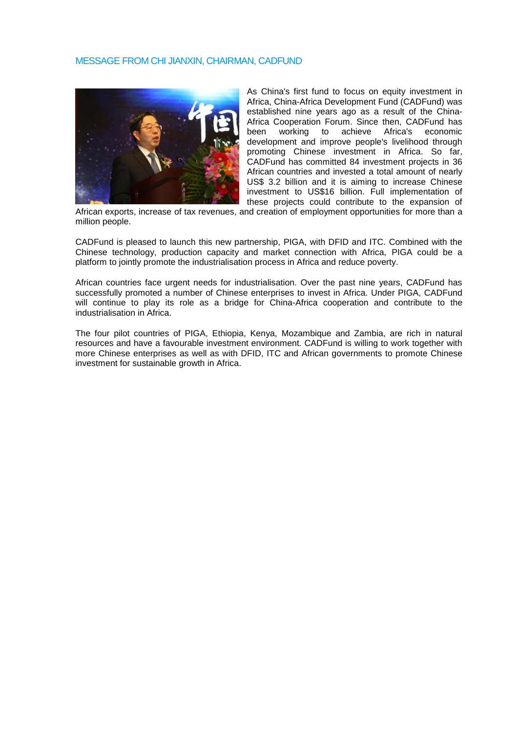## MESSAGE FROM CHI JIANXIN, CHAIRMAN, CADFUND

As China's first fund to focus on equity investment in Africa, China-Africa Development Fund (CADFund) was established nine years ago as a result of the China-Africa Cooperation Forum. Since then, CADFund has been working to achieve Africa's economic development and improve people's livelihood through promoting Chinese investment in Africa. So far, CADFund has committed 84 investment projects in 36 African countries and invested a total amount of nearly US$ 3.2 billion and it is aiming to increase Chinese investment to US$16 billion. Full implementation of these projects could contribute to the expansion of African exports, increase of tax revenues, and creation of employment opportunities for more than a million people.

CADFund is pleased to launch this new partnership, PIGA, with DFID and ITC. Combined with the Chinese technology, production capacity and market connection with Africa, PIGA could be a platform to jointly promote the industrialisation process in Africa and reduce poverty.

African countries face urgent needs for industrialisation. Over the past nine years, CADFund has successfully promoted a number of Chinese enterprises to invest in Africa. Under PIGA, CADFund will continue to play its role as a bridge for China-Africa cooperation and contribute to the industrialisation in Africa.

The four pilot countries of PIGA, Ethiopia, Kenya, Mozambique and Zambia, are rich in natural resources and have a favourable investment environment. CADFund is willing to work together with more Chinese enterprises as well as with DFID, ITC and African governments to promote Chinese investment for sustainable growth in Africa.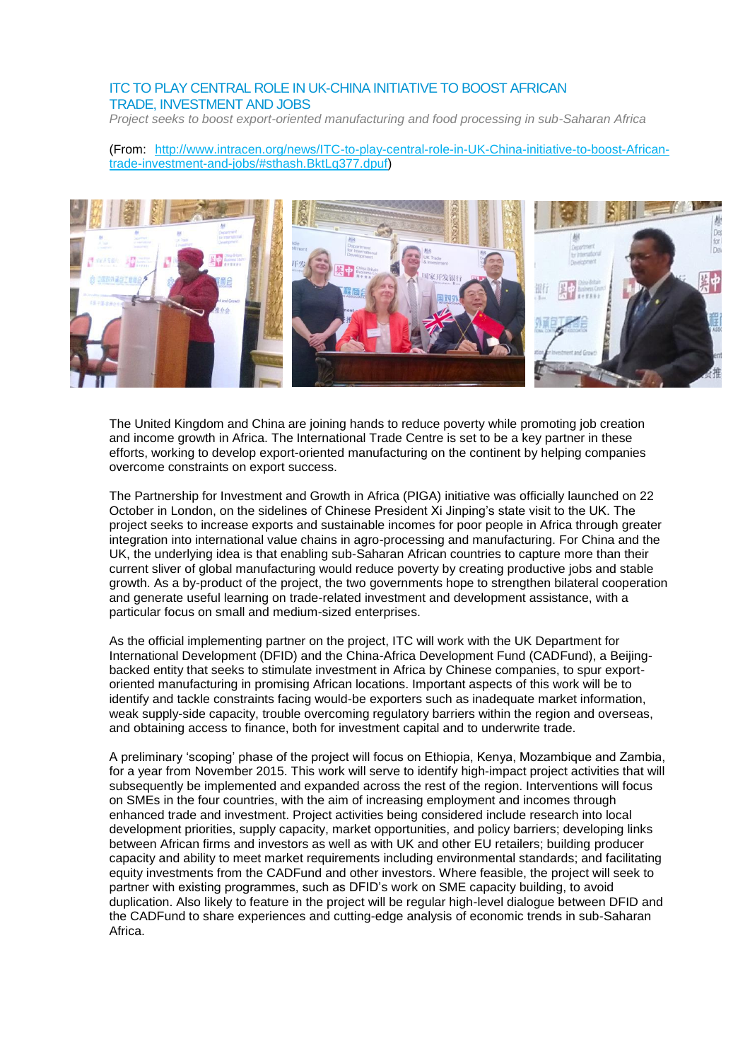## ITC TO PLAY CENTRAL ROLE IN UK-CHINA INITIATIVE TO BOOST AFRICAN TRADE, INVESTMENT AND JOBS

*Project seeks to boost export-oriented manufacturing and food processing in sub-Saharan Africa*

(From: http://www.intracen.org/news/ITC-to-play-central-role-in-UK-China-initiative-to-boost-African-trade-investment-and-jobs/#sthash.BktLq377.dpuf)

The United Kingdom and China are joining hands to reduce poverty while promoting job creation and income growth in Africa. The International Trade Centre is set to be a key partner in these efforts, working to develop export-oriented manufacturing on the continent by helping companies overcome constraints on export success.

The Partnership for Investment and Growth in Africa (PIGA) initiative was officially launched on 22 October in London, on the sidelines of Chinese President Xi Jinping's state visit to the UK. The project seeks to increase exports and sustainable incomes for poor people in Africa through greater integration into international value chains in agro-processing and manufacturing. For China and the UK, the underlying idea is that enabling sub-Saharan African countries to capture more than their current sliver of global manufacturing would reduce poverty by creating productive jobs and stable growth. As a by-product of the project, the two governments hope to strengthen bilateral cooperation and generate useful learning on trade-related investment and development assistance, with a particular focus on small and medium-sized enterprises.

As the official implementing partner on the project, ITC will work with the UK Department for International Development (DFID) and the China-Africa Development Fund (CADFund), a Beijing-backed entity that seeks to stimulate investment in Africa by Chinese companies, to spur export-oriented manufacturing in promising African locations. Important aspects of this work will be to identify and tackle constraints facing would-be exporters such as inadequate market information, weak supply-side capacity, trouble overcoming regulatory barriers within the region and overseas, and obtaining access to finance, both for investment capital and to underwrite trade.

A preliminary 'scoping' phase of the project will focus on Ethiopia, Kenya, Mozambique and Zambia, for a year from November 2015. This work will serve to identify high-impact project activities that will subsequently be implemented and expanded across the rest of the region. Interventions will focus on SMEs in the four countries, with the aim of increasing employment and incomes through enhanced trade and investment. Project activities being considered include research into local development priorities, supply capacity, market opportunities, and policy barriers; developing links between African firms and investors as well as with UK and other EU retailers; building producer capacity and ability to meet market requirements including environmental standards; and facilitating equity investments from the CADFund and other investors. Where feasible, the project will seek to partner with existing programmes, such as DFID's work on SME capacity building, to avoid duplication. Also likely to feature in the project will be regular high-level dialogue between DFID and the CADFund to share experiences and cutting-edge analysis of economic trends in sub-Saharan Africa.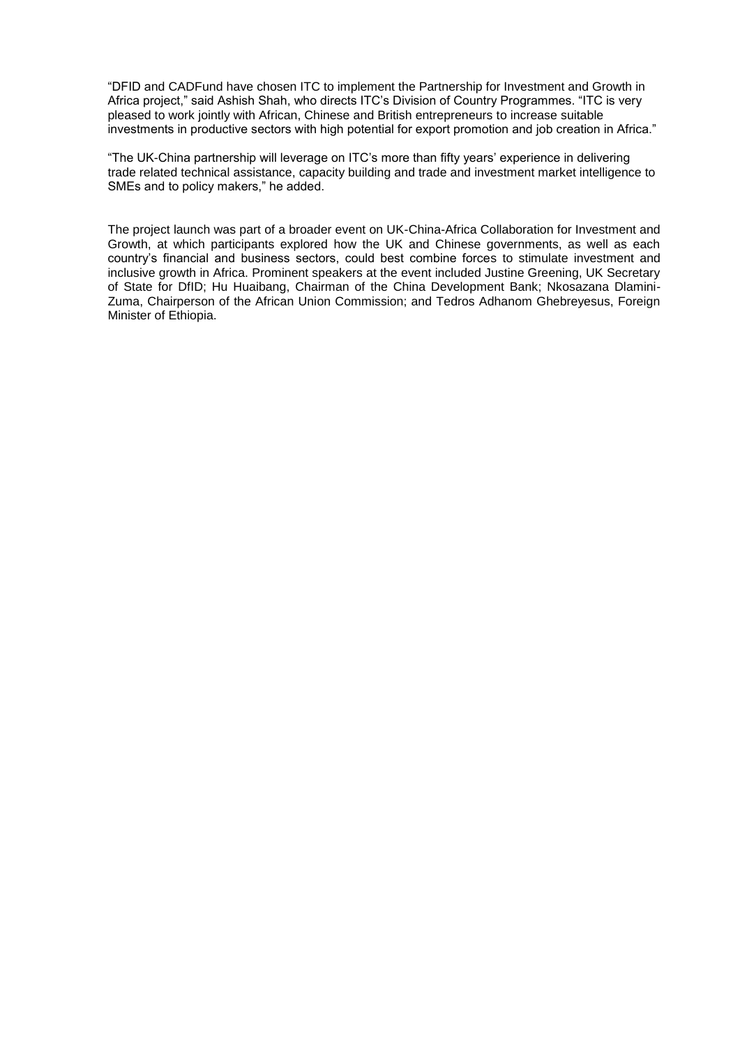"DFID and CADFund have chosen ITC to implement the Partnership for Investment and Growth in Africa project," said Ashish Shah, who directs ITC's Division of Country Programmes. "ITC is very pleased to work jointly with African, Chinese and British entrepreneurs to increase suitable investments in productive sectors with high potential for export promotion and job creation in Africa."

"The UK-China partnership will leverage on ITC's more than fifty years' experience in delivering trade related technical assistance, capacity building and trade and investment market intelligence to SMEs and to policy makers," he added.

The project launch was part of a broader event on UK-China-Africa Collaboration for Investment and Growth, at which participants explored how the UK and Chinese governments, as well as each country's financial and business sectors, could best combine forces to stimulate investment and inclusive growth in Africa. Prominent speakers at the event included Justine Greening, UK Secretary of State for DfID; Hu Huaibang, Chairman of the China Development Bank; Nkosazana Dlamini-Zuma, Chairperson of the African Union Commission; and Tedros Adhanom Ghebreyesus, Foreign Minister of Ethiopia.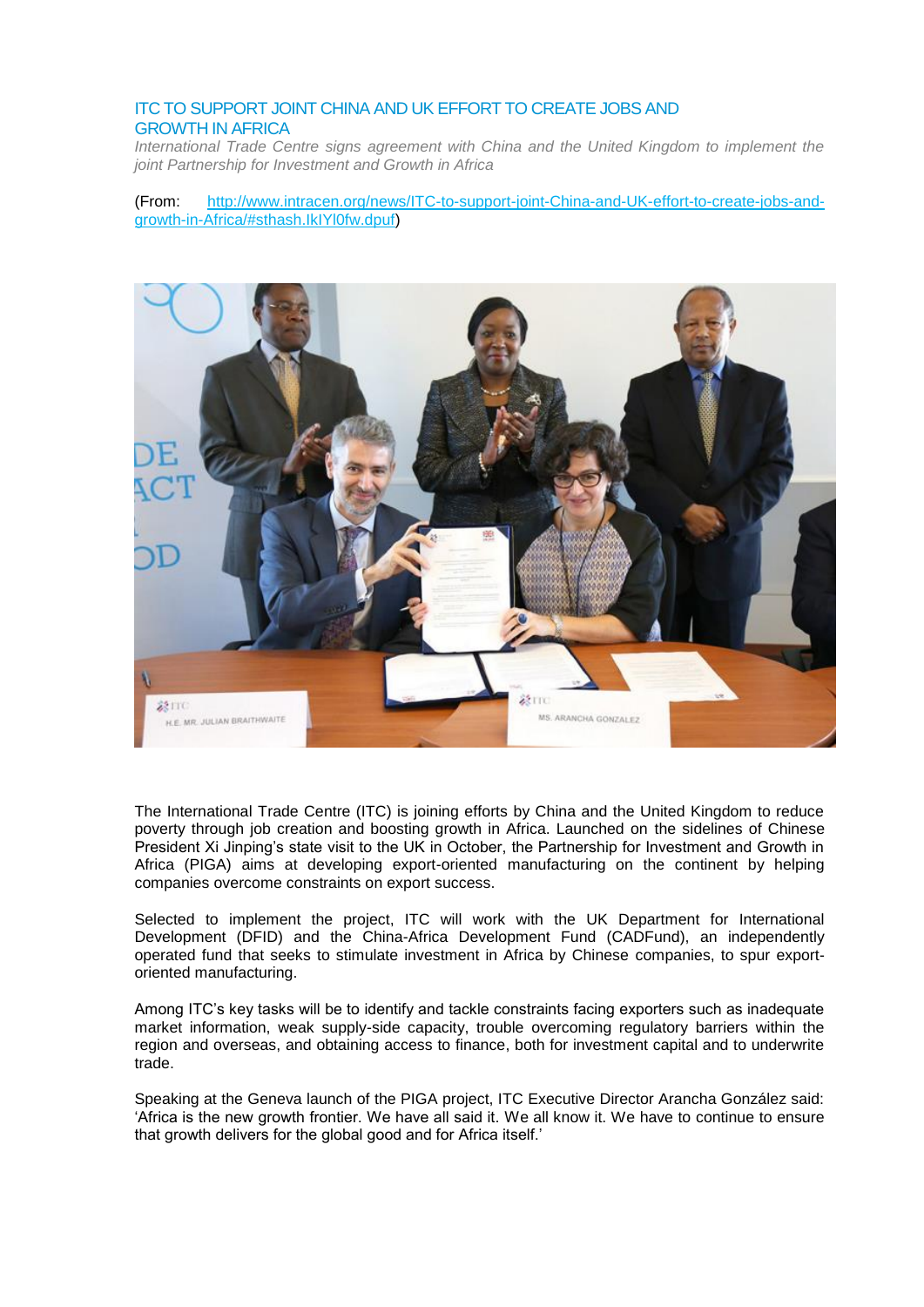## ITC TO SUPPORT JOINT CHINA AND UK EFFORT TO CREATE JOBS AND GROWTH IN AFRICA

*International Trade Centre signs agreement with China and the United Kingdom to implement the joint Partnership for Investment and Growth in Africa*

(From: http://www.intracen.org/news/ITC-to-support-joint-China-and-UK-effort-to-create-jobs-and-growth-in-Africa/#sthash.IkIYl0fw.dpuf)

The International Trade Centre (ITC) is joining efforts by China and the United Kingdom to reduce poverty through job creation and boosting growth in Africa. Launched on the sidelines of Chinese President Xi Jinping's state visit to the UK in October, the Partnership for Investment and Growth in Africa (PIGA) aims at developing export-oriented manufacturing on the continent by helping companies overcome constraints on export success.

Selected to implement the project, ITC will work with the UK Department for International Development (DFID) and the China-Africa Development Fund (CADFund), an independently operated fund that seeks to stimulate investment in Africa by Chinese companies, to spur export-oriented manufacturing.

Among ITC's key tasks will be to identify and tackle constraints facing exporters such as inadequate market information, weak supply-side capacity, trouble overcoming regulatory barriers within the region and overseas, and obtaining access to finance, both for investment capital and to underwrite trade.

Speaking at the Geneva launch of the PIGA project, ITC Executive Director Arancha González said: 'Africa is the new growth frontier. We have all said it. We all know it. We have to continue to ensure that growth delivers for the global good and for Africa itself.'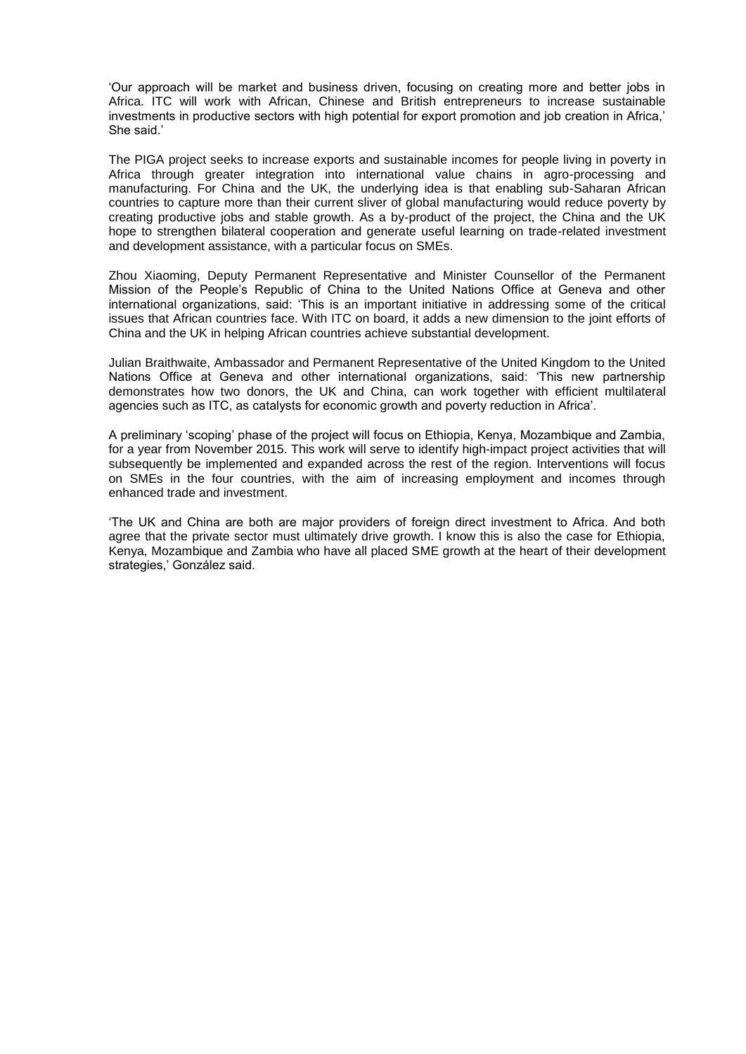'Our approach will be market and business driven, focusing on creating more and better jobs in Africa. ITC will work with African, Chinese and British entrepreneurs to increase sustainable investments in productive sectors with high potential for export promotion and job creation in Africa,' She said.'

The PIGA project seeks to increase exports and sustainable incomes for people living in poverty in Africa through greater integration into international value chains in agro-processing and manufacturing. For China and the UK, the underlying idea is that enabling sub-Saharan African countries to capture more than their current sliver of global manufacturing would reduce poverty by creating productive jobs and stable growth. As a by-product of the project, the China and the UK hope to strengthen bilateral cooperation and generate useful learning on trade-related investment and development assistance, with a particular focus on SMEs.

Zhou Xiaoming, Deputy Permanent Representative and Minister Counsellor of the Permanent Mission of the People's Republic of China to the United Nations Office at Geneva and other international organizations, said: 'This is an important initiative in addressing some of the critical issues that African countries face. With ITC on board, it adds a new dimension to the joint efforts of China and the UK in helping African countries achieve substantial development.

Julian Braithwaite, Ambassador and Permanent Representative of the United Kingdom to the United Nations Office at Geneva and other international organizations, said: 'This new partnership demonstrates how two donors, the UK and China, can work together with efficient multilateral agencies such as ITC, as catalysts for economic growth and poverty reduction in Africa'.

A preliminary 'scoping' phase of the project will focus on Ethiopia, Kenya, Mozambique and Zambia, for a year from November 2015. This work will serve to identify high-impact project activities that will subsequently be implemented and expanded across the rest of the region. Interventions will focus on SMEs in the four countries, with the aim of increasing employment and incomes through enhanced trade and investment.

'The UK and China are both are major providers of foreign direct investment to Africa. And both agree that the private sector must ultimately drive growth. I know this is also the case for Ethiopia, Kenya, Mozambique and Zambia who have all placed SME growth at the heart of their development strategies,' González said.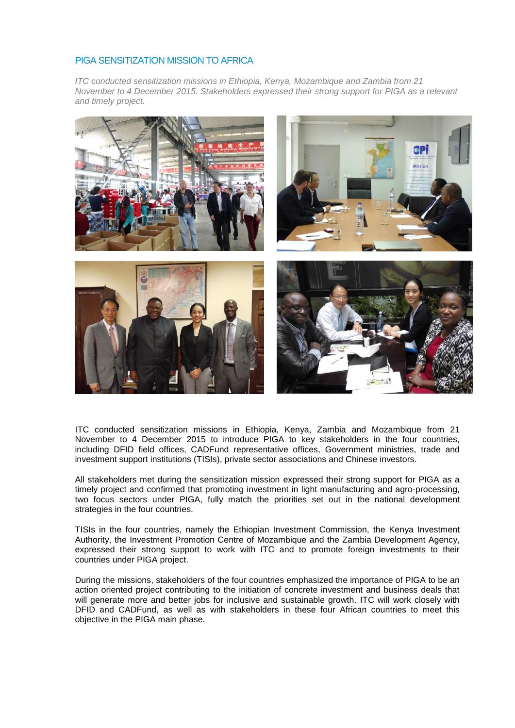## PIGA SENSITIZATION MISSION TO AFRICA

*ITC conducted sensitization missions in Ethiopia, Kenya, Mozambique and Zambia from 21 November to 4 December 2015. Stakeholders expressed their strong support for PIGA as a relevant and timely project.*

ITC conducted sensitization missions in Ethiopia, Kenya, Zambia and Mozambique from 21 November to 4 December 2015 to introduce PIGA to key stakeholders in the four countries, including DFID field offices, CADFund representative offices, Government ministries, trade and investment support institutions (TISIs), private sector associations and Chinese investors.

All stakeholders met during the sensitization mission expressed their strong support for PIGA as a timely project and confirmed that promoting investment in light manufacturing and agro-processing, two focus sectors under PIGA, fully match the priorities set out in the national development strategies in the four countries.

TISIs in the four countries, namely the Ethiopian Investment Commission, the Kenya Investment Authority, the Investment Promotion Centre of Mozambique and the Zambia Development Agency, expressed their strong support to work with ITC and to promote foreign investments to their countries under PIGA project.

During the missions, stakeholders of the four countries emphasized the importance of PIGA to be an action oriented project contributing to the initiation of concrete investment and business deals that will generate more and better jobs for inclusive and sustainable growth. ITC will work closely with DFID and CADFund, as well as with stakeholders in these four African countries to meet this objective in the PIGA main phase.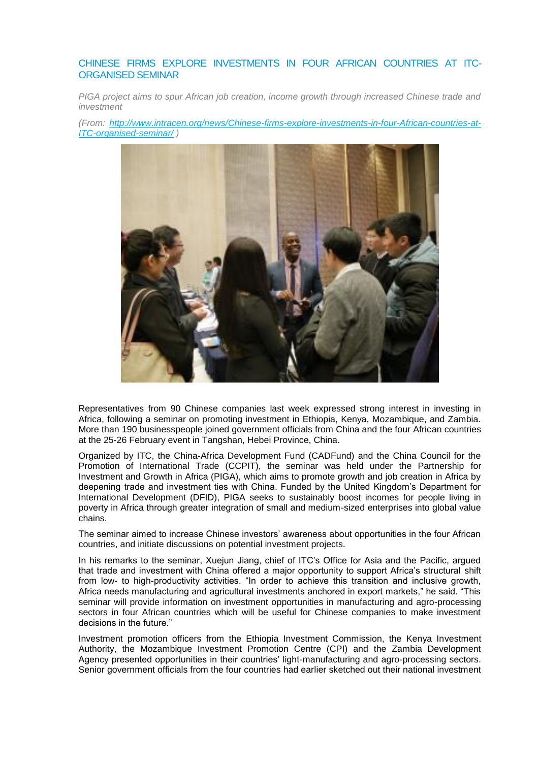## CHINESE FIRMS EXPLORE INVESTMENTS IN FOUR AFRICAN COUNTRIES AT ITC-ORGANISED SEMINAR

*PIGA project aims to spur African job creation, income growth through increased Chinese trade and investment*

*(From: [http://www.intracen.org/news/Chinese-firms-explore-investments-in-four-African-countries-at-ITC-organised-seminar/](http://www.intracen.org/news/Chinese-firms-explore-investments-in-four-African-countries-at-ITC-organised-seminar/) )*

Representatives from 90 Chinese companies last week expressed strong interest in investing in Africa, following a seminar on promoting investment in Ethiopia, Kenya, Mozambique, and Zambia. More than 190 businesspeople joined government officials from China and the four African countries at the 25-26 February event in Tangshan, Hebei Province, China.

Organized by ITC, the China-Africa Development Fund (CADFund) and the China Council for the Promotion of International Trade (CCPIT), the seminar was held under the Partnership for Investment and Growth in Africa (PIGA), which aims to promote growth and job creation in Africa by deepening trade and investment ties with China. Funded by the United Kingdom's Department for International Development (DFID), PIGA seeks to sustainably boost incomes for people living in poverty in Africa through greater integration of small and medium-sized enterprises into global value chains.

The seminar aimed to increase Chinese investors' awareness about opportunities in the four African countries, and initiate discussions on potential investment projects.

In his remarks to the seminar, Xuejun Jiang, chief of ITC's Office for Asia and the Pacific, argued that trade and investment with China offered a major opportunity to support Africa's structural shift from low- to high-productivity activities. "In order to achieve this transition and inclusive growth, Africa needs manufacturing and agricultural investments anchored in export markets," he said. "This seminar will provide information on investment opportunities in manufacturing and agro-processing sectors in four African countries which will be useful for Chinese companies to make investment decisions in the future."

Investment promotion officers from the Ethiopia Investment Commission, the Kenya Investment Authority, the Mozambique Investment Promotion Centre (CPI) and the Zambia Development Agency presented opportunities in their countries' light-manufacturing and agro-processing sectors. Senior government officials from the four countries had earlier sketched out their national investment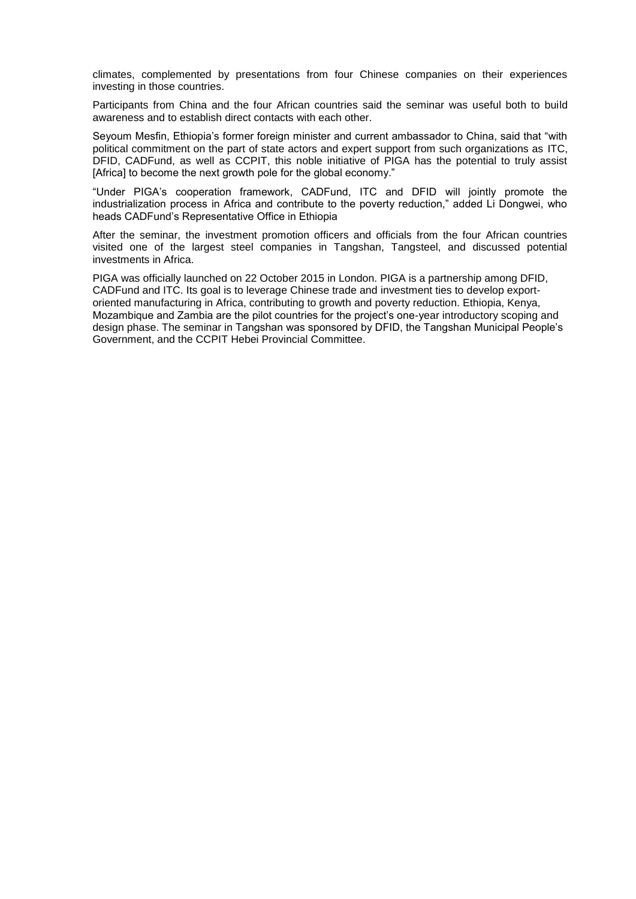climates, complemented by presentations from four Chinese companies on their experiences investing in those countries.

Participants from China and the four African countries said the seminar was useful both to build awareness and to establish direct contacts with each other.

Seyoum Mesfin, Ethiopia's former foreign minister and current ambassador to China, said that "with political commitment on the part of state actors and expert support from such organizations as ITC, DFID, CADFund, as well as CCPIT, this noble initiative of PIGA has the potential to truly assist [Africa] to become the next growth pole for the global economy."

"Under PIGA's cooperation framework, CADFund, ITC and DFID will jointly promote the industrialization process in Africa and contribute to the poverty reduction," added Li Dongwei, who heads CADFund's Representative Office in Ethiopia

After the seminar, the investment promotion officers and officials from the four African countries visited one of the largest steel companies in Tangshan, Tangsteel, and discussed potential investments in Africa.

PIGA was officially launched on 22 October 2015 in London. PIGA is a partnership among DFID, CADFund and ITC. Its goal is to leverage Chinese trade and investment ties to develop export-oriented manufacturing in Africa, contributing to growth and poverty reduction. Ethiopia, Kenya, Mozambique and Zambia are the pilot countries for the project's one-year introductory scoping and design phase. The seminar in Tangshan was sponsored by DFID, the Tangshan Municipal People's Government, and the CCPIT Hebei Provincial Committee.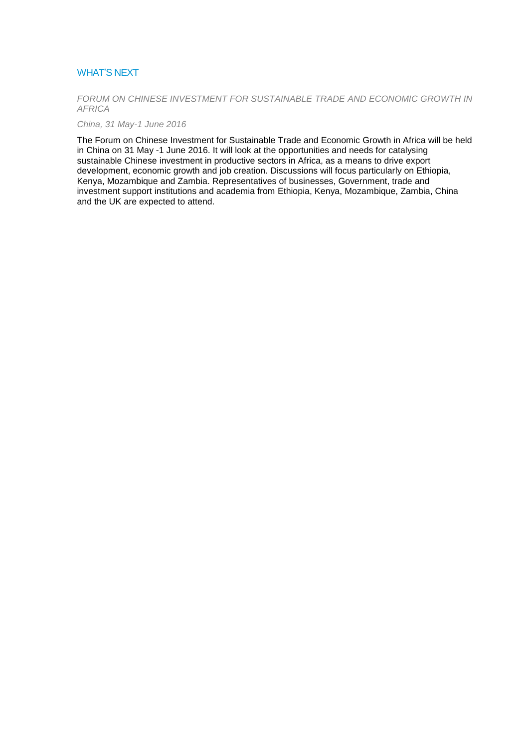## WHAT'S NEXT

*FORUM ON CHINESE INVESTMENT FOR SUSTAINABLE TRADE AND ECONOMIC GROWTH IN AFRICA*

*China, 31 May-1 June 2016*

The Forum on Chinese Investment for Sustainable Trade and Economic Growth in Africa will be held in China on 31 May -1 June 2016. It will look at the opportunities and needs for catalysing sustainable Chinese investment in productive sectors in Africa, as a means to drive export development, economic growth and job creation. Discussions will focus particularly on Ethiopia, Kenya, Mozambique and Zambia. Representatives of businesses, Government, trade and investment support institutions and academia from Ethiopia, Kenya, Mozambique, Zambia, China and the UK are expected to attend.